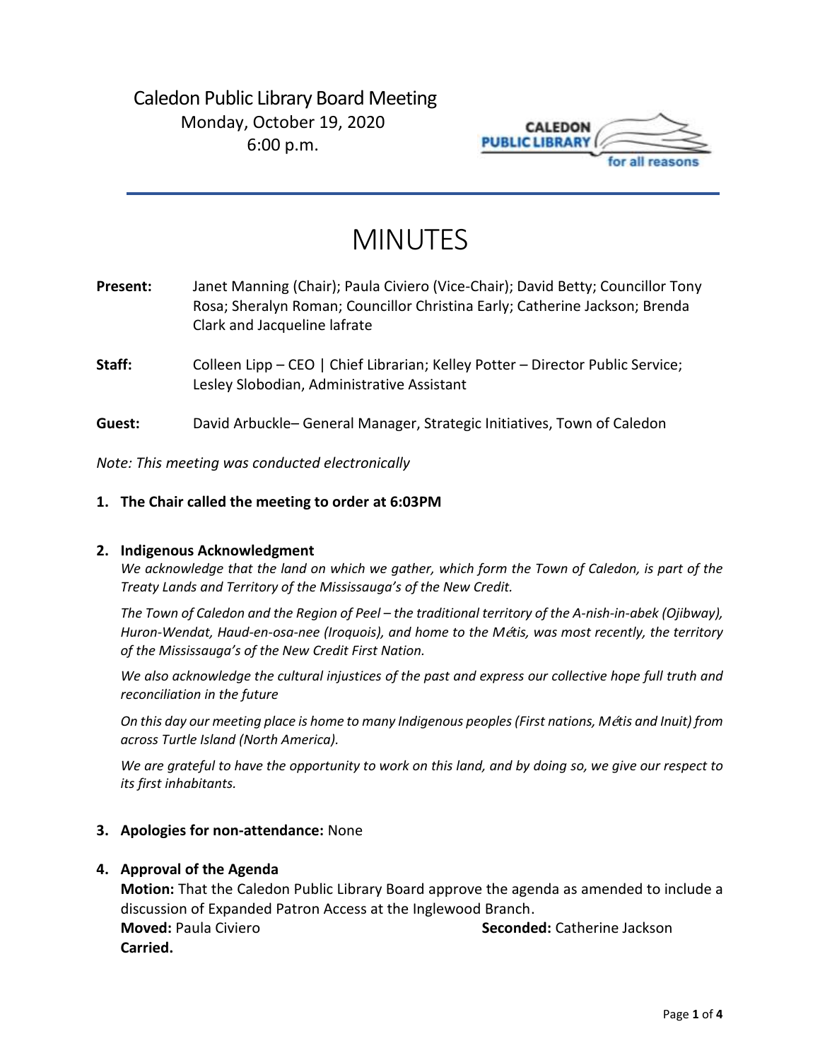Caledon Public Library Board Meeting
Monday, October 19, 2020
6:00 p.m.

# MINUTES

**Present:** Janet Manning (Chair); Paula Civiero (Vice-Chair); David Betty; Councillor Tony Rosa; Sheralyn Roman; Councillor Christina Early; Catherine Jackson; Brenda Clark and Jacqueline lafrate

**Staff:** Colleen Lipp – CEO | Chief Librarian; Kelley Potter – Director Public Service; Lesley Slobodian, Administrative Assistant

**Guest:** David Arbuckle– General Manager, Strategic Initiatives, Town of Caledon

*Note: This meeting was conducted electronically*

1. **The Chair called the meeting to order at 6:03PM**

2. **Indigenous Acknowledgment**

   *We acknowledge that the land on which we gather, which form the Town of Caledon, is part of the Treaty Lands and Territory of the Mississauga's of the New Credit.*

   *The Town of Caledon and the Region of Peel – the traditional territory of the A-nish-in-abek (Ojibway), Huron-Wendat, Haud-en-osa-nee (Iroquois), and home to the Métis, was most recently, the territory of the Mississauga's of the New Credit First Nation.*

   *We also acknowledge the cultural injustices of the past and express our collective hope full truth and reconciliation in the future*

   *On this day our meeting place is home to many Indigenous peoples (First nations, Métis and Inuit) from across Turtle Island (North America).*

   *We are grateful to have the opportunity to work on this land, and by doing so, we give our respect to its first inhabitants.*

3. **Apologies for non-attendance:** None

4. **Approval of the Agenda**

   **Motion:** That the Caledon Public Library Board approve the agenda as amended to include a discussion of Expanded Patron Access at the Inglewood Branch.

   **Moved:** Paula Civiero **Seconded:** Catherine Jackson

   **Carried.**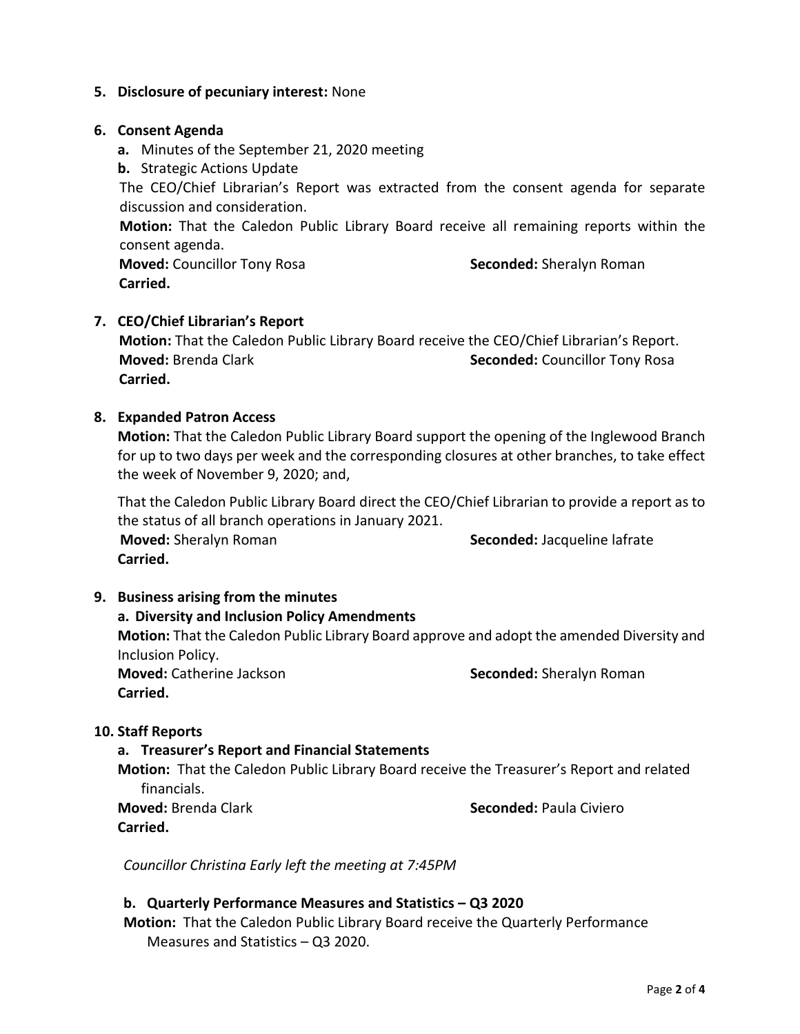**5. Disclosure of pecuniary interest:** None

**6. Consent Agenda**

**a.** Minutes of the September 21, 2020 meeting

**b.** Strategic Actions Update

The CEO/Chief Librarian's Report was extracted from the consent agenda for separate discussion and consideration.

**Motion:** That the Caledon Public Library Board receive all remaining reports within the consent agenda.

**Moved:** Councillor Tony Rosa **Seconded:** Sheralyn Roman

**Carried.**

**7. CEO/Chief Librarian's Report**

**Motion:** That the Caledon Public Library Board receive the CEO/Chief Librarian's Report.

**Moved:** Brenda Clark **Seconded:** Councillor Tony Rosa

**Carried.**

**8. Expanded Patron Access**

**Motion:** That the Caledon Public Library Board support the opening of the Inglewood Branch for up to two days per week and the corresponding closures at other branches, to take effect the week of November 9, 2020; and,

That the Caledon Public Library Board direct the CEO/Chief Librarian to provide a report as to the status of all branch operations in January 2021.

**Moved:** Sheralyn Roman **Seconded:** Jacqueline Iafrate

**Carried.**

**9. Business arising from the minutes**

**a. Diversity and Inclusion Policy Amendments**

**Motion:** That the Caledon Public Library Board approve and adopt the amended Diversity and Inclusion Policy.

**Moved:** Catherine Jackson **Seconded:** Sheralyn Roman

**Carried.**

**10. Staff Reports**

**a. Treasurer's Report and Financial Statements**

**Motion:** That the Caledon Public Library Board receive the Treasurer's Report and related financials.

**Moved:** Brenda Clark **Seconded:** Paula Civiero

**Carried.**

*Councillor Christina Early left the meeting at 7:45PM*

**b. Quarterly Performance Measures and Statistics – Q3 2020**

**Motion:** That the Caledon Public Library Board receive the Quarterly Performance Measures and Statistics – Q3 2020.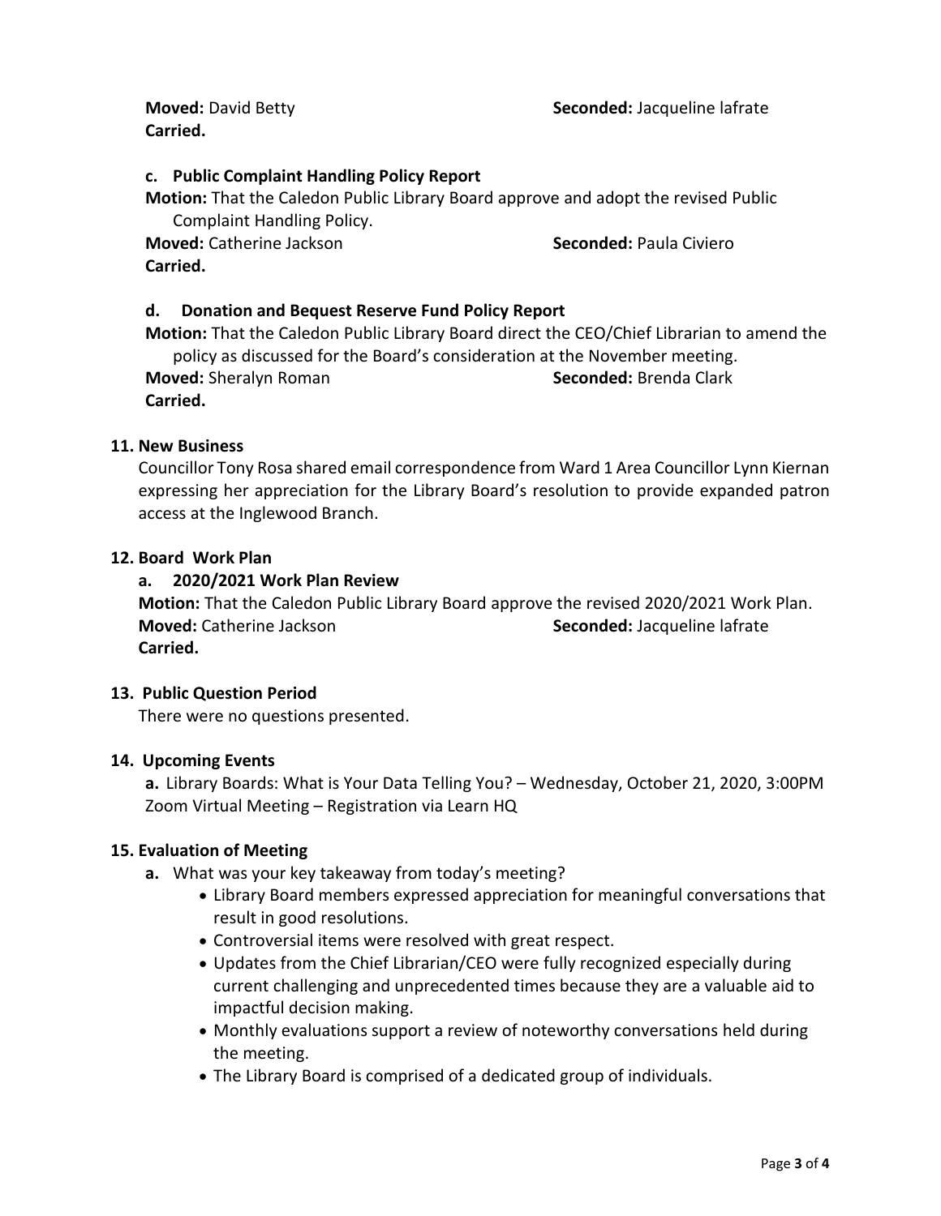**Moved:** David Betty **Seconded:** Jacqueline lafrate
**Carried.**

**c. Public Complaint Handling Policy Report**

**Motion:** That the Caledon Public Library Board approve and adopt the revised Public Complaint Handling Policy.

**Moved:** Catherine Jackson **Seconded:** Paula Civiero
**Carried.**

**d. Donation and Bequest Reserve Fund Policy Report**

**Motion:** That the Caledon Public Library Board direct the CEO/Chief Librarian to amend the policy as discussed for the Board's consideration at the November meeting.

**Moved:** Sheralyn Roman **Seconded:** Brenda Clark
**Carried.**

## 11. New Business

Councillor Tony Rosa shared email correspondence from Ward 1 Area Councillor Lynn Kiernan expressing her appreciation for the Library Board's resolution to provide expanded patron access at the Inglewood Branch.

## 12. Board Work Plan

**a. 2020/2021 Work Plan Review**

**Motion:** That the Caledon Public Library Board approve the revised 2020/2021 Work Plan.

**Moved:** Catherine Jackson **Seconded:** Jacqueline lafrate
**Carried.**

## 13. Public Question Period

There were no questions presented.

## 14. Upcoming Events

**a.** Library Boards: What is Your Data Telling You? – Wednesday, October 21, 2020, 3:00PM Zoom Virtual Meeting – Registration via Learn HQ

## 15. Evaluation of Meeting

**a.** What was your key takeaway from today's meeting?

- Library Board members expressed appreciation for meaningful conversations that result in good resolutions.
- Controversial items were resolved with great respect.
- Updates from the Chief Librarian/CEO were fully recognized especially during current challenging and unprecedented times because they are a valuable aid to impactful decision making.
- Monthly evaluations support a review of noteworthy conversations held during the meeting.
- The Library Board is comprised of a dedicated group of individuals.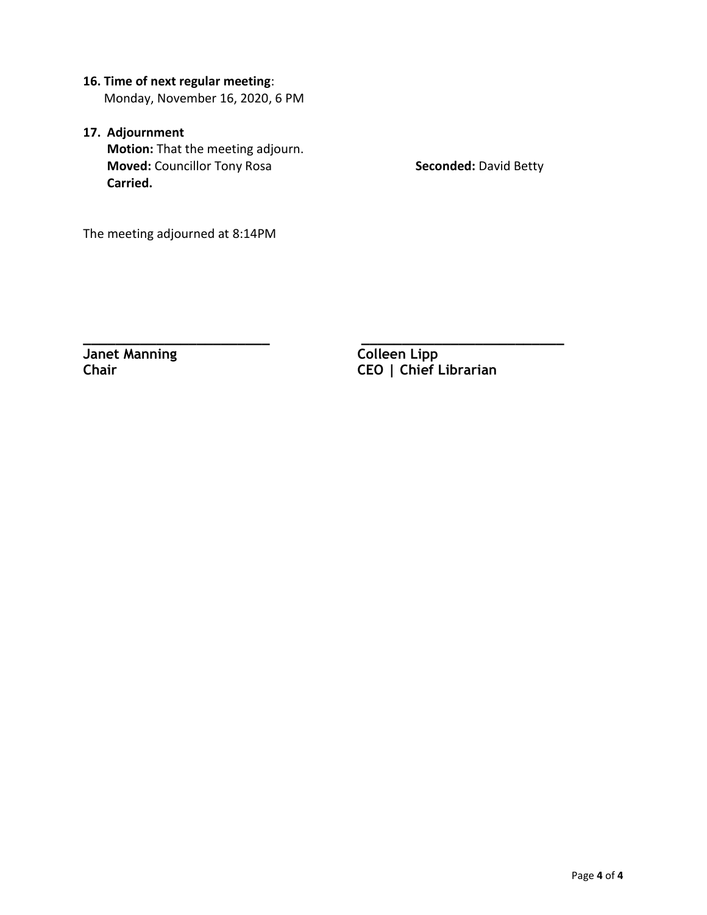**16. Time of next regular meeting**:
Monday, November 16, 2020, 6 PM

**17. Adjournment**
**Motion:** That the meeting adjourn.
**Moved:** Councillor Tony Rosa **Seconded:** David Betty
**Carried.**

The meeting adjourned at 8:14PM

\_\_\_\_\_\_\_\_\_\_\_\_\_\_\_\_\_\_\_\_\_\_\_\_\_\_
**Janet Manning**
**Chair**

\_\_\_\_\_\_\_\_\_\_\_\_\_\_\_\_\_\_\_\_\_\_\_\_\_\_\_\_
**Colleen Lipp**
**CEO | Chief Librarian**